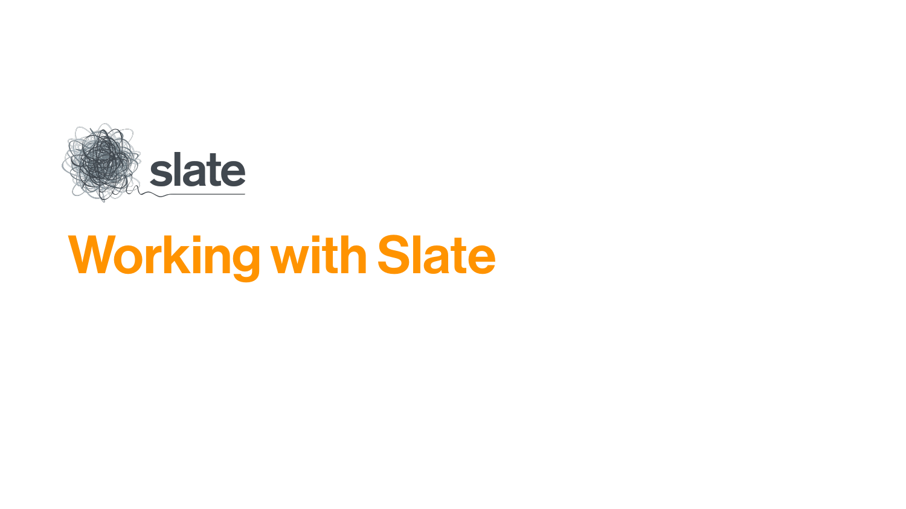slate

# Working with Slate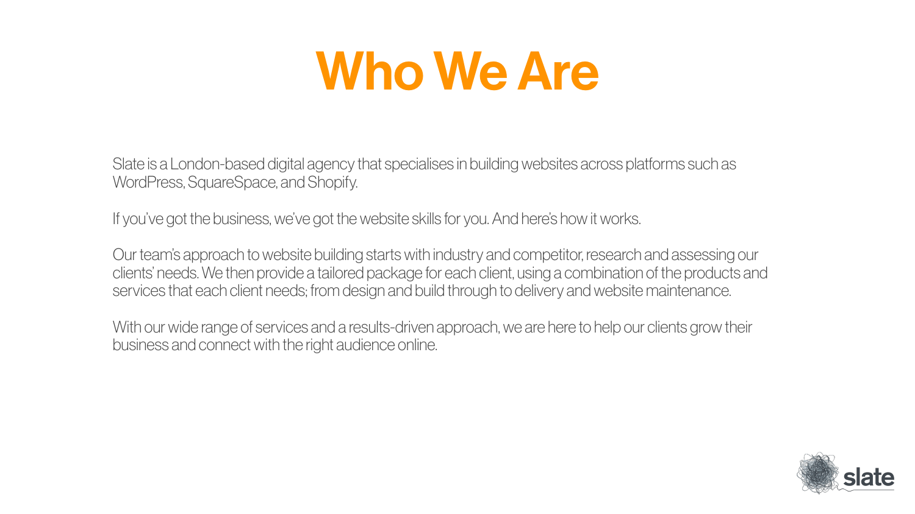# Who We Are

Slate is a London-based digital agency that specialises in building websites across platforms such as WordPress, SquareSpace, and Shopify.

If you've got the business, we've got the website skills for you. And here's how it works.

Our team's approach to website building starts with industry and competitor, research and assessing our clients' needs. We then provide a tailored package for each client, using a combination of the products and services that each client needs; from design and build through to delivery and website maintenance.

With our wide range of services and a results-driven approach, we are here to help our clients grow their business and connect with the right audience online.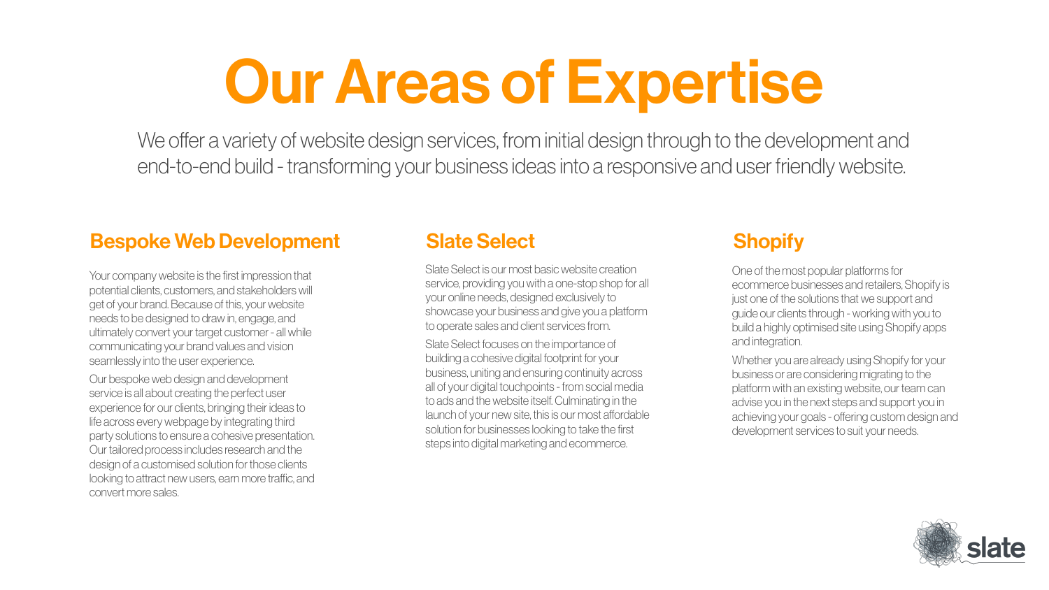# Our Areas of Expertise

We offer a variety of website design services, from initial design through to the development and end-to-end build - transforming your business ideas into a responsive and user friendly website.

## Bespoke Web Development

Your company website is the first impression that potential clients, customers, and stakeholders will get of your brand. Because of this, your website needs to be designed to draw in, engage, and ultimately convert your target customer - all while communicating your brand values and vision seamlessly into the user experience.

Our bespoke web design and development service is all about creating the perfect user experience for our clients, bringing their ideas to life across every webpage by integrating third party solutions to ensure a cohesive presentation. Our tailored process includes research and the design of a customised solution for those clients looking to attract new users, earn more traffic, and convert more sales.

## Slate Select

Slate Select is our most basic website creation service, providing you with a one-stop shop for all your online needs, designed exclusively to showcase your business and give you a platform to operate sales and client services from.

Slate Select focuses on the importance of building a cohesive digital footprint for your business, uniting and ensuring continuity across all of your digital touchpoints - from social media to ads and the website itself. Culminating in the launch of your new site, this is our most affordable solution for businesses looking to take the first steps into digital marketing and ecommerce.

## Shopify

One of the most popular platforms for ecommerce businesses and retailers, Shopify is just one of the solutions that we support and guide our clients through - working with you to build a highly optimised site using Shopify apps and integration.

Whether you are already using Shopify for your business or are considering migrating to the platform with an existing website, our team can advise you in the next steps and support you in achieving your goals - offering custom design and development services to suit your needs.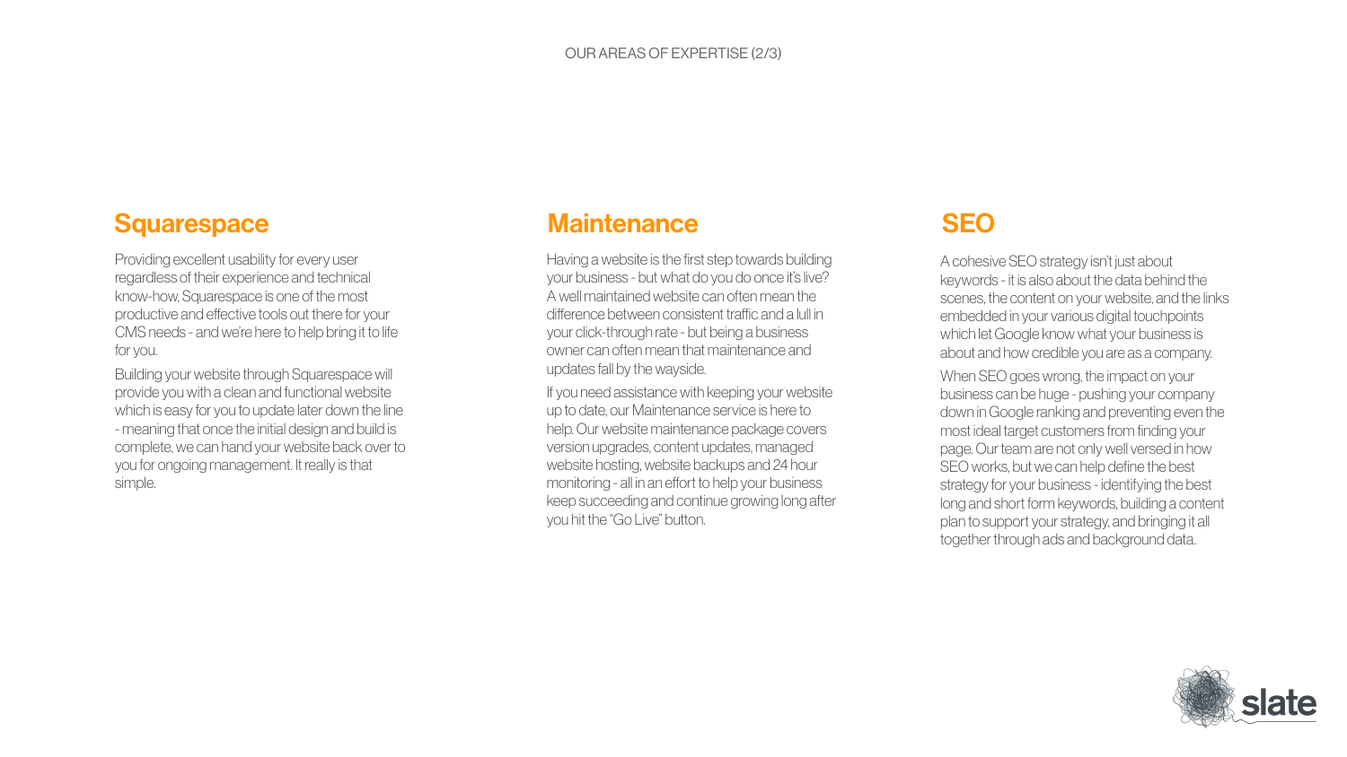OUR AREAS OF EXPERTISE (2/3)

## Squarespace

Providing excellent usability for every user regardless of their experience and technical know-how, Squarespace is one of the most productive and effective tools out there for your CMS needs - and we're here to help bring it to life for you.

Building your website through Squarespace will provide you with a clean and functional website which is easy for you to update later down the line - meaning that once the initial design and build is complete, we can hand your website back over to you for ongoing management. It really is that simple.

## Maintenance

Having a website is the first step towards building your business - but what do you do once it's live? A well maintained website can often mean the difference between consistent traffic and a lull in your click-through rate - but being a business owner can often mean that maintenance and updates fall by the wayside.

If you need assistance with keeping your website up to date, our Maintenance service is here to help. Our website maintenance package covers version upgrades, content updates, managed website hosting, website backups and 24 hour monitoring - all in an effort to help your business keep succeeding and continue growing long after you hit the "Go Live" button.

## SEO

A cohesive SEO strategy isn't just about keywords - it is also about the data behind the scenes, the content on your website, and the links embedded in your various digital touchpoints which let Google know what your business is about and how credible you are as a company.

When SEO goes wrong, the impact on your business can be huge - pushing your company down in Google ranking and preventing even the most ideal target customers from finding your page. Our team are not only well versed in how SEO works, but we can help define the best strategy for your business - identifying the best long and short form keywords, building a content plan to support your strategy, and bringing it all together through ads and background data.

slate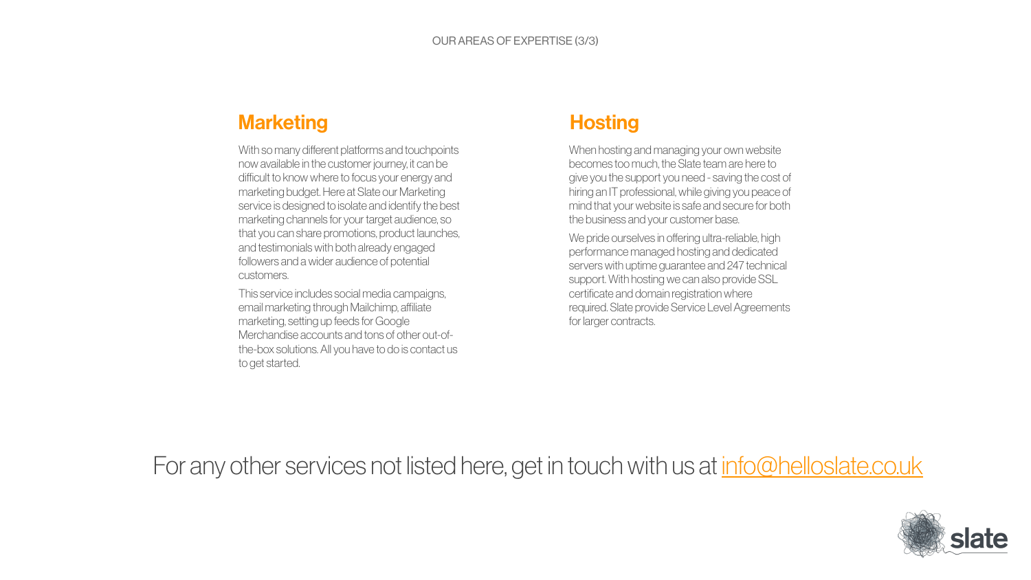OUR AREAS OF EXPERTISE (3/3)

## Marketing

With so many different platforms and touchpoints now available in the customer journey, it can be difficult to know where to focus your energy and marketing budget. Here at Slate our Marketing service is designed to isolate and identify the best marketing channels for your target audience, so that you can share promotions, product launches, and testimonials with both already engaged followers and a wider audience of potential customers.

This service includes social media campaigns, email marketing through Mailchimp, affiliate marketing, setting up feeds for Google Merchandise accounts and tons of other out-of-the-box solutions. All you have to do is contact us to get started.

## Hosting

When hosting and managing your own website becomes too much, the Slate team are here to give you the support you need - saving the cost of hiring an IT professional, while giving you peace of mind that your website is safe and secure for both the business and your customer base.

We pride ourselves in offering ultra-reliable, high performance managed hosting and dedicated servers with uptime guarantee and 247 technical support. With hosting we can also provide SSL certificate and domain registration where required. Slate provide Service Level Agreements for larger contracts.

For any other services not listed here, get in touch with us at [info@helloslate.co.uk](mailto:info@helloslate.co.uk)

slate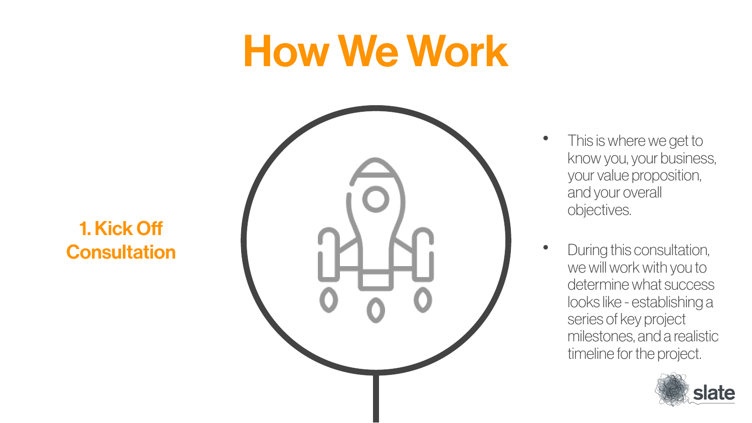# How We Work

## 1. Kick Off Consultation

- This is where we get to know you, your business, your value proposition, and your overall objectives.
- During this consultation, we will work with you to determine what success looks like - establishing a series of key project milestones, and a realistic timeline for the project.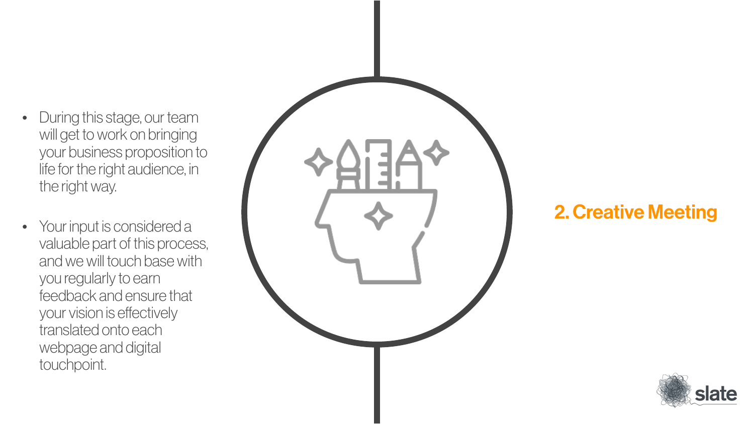## 2. Creative Meeting

- During this stage, our team will get to work on bringing your business proposition to life for the right audience, in the right way.
- Your input is considered a valuable part of this process, and we will touch base with you regularly to earn feedback and ensure that your vision is effectively translated onto each webpage and digital touchpoint.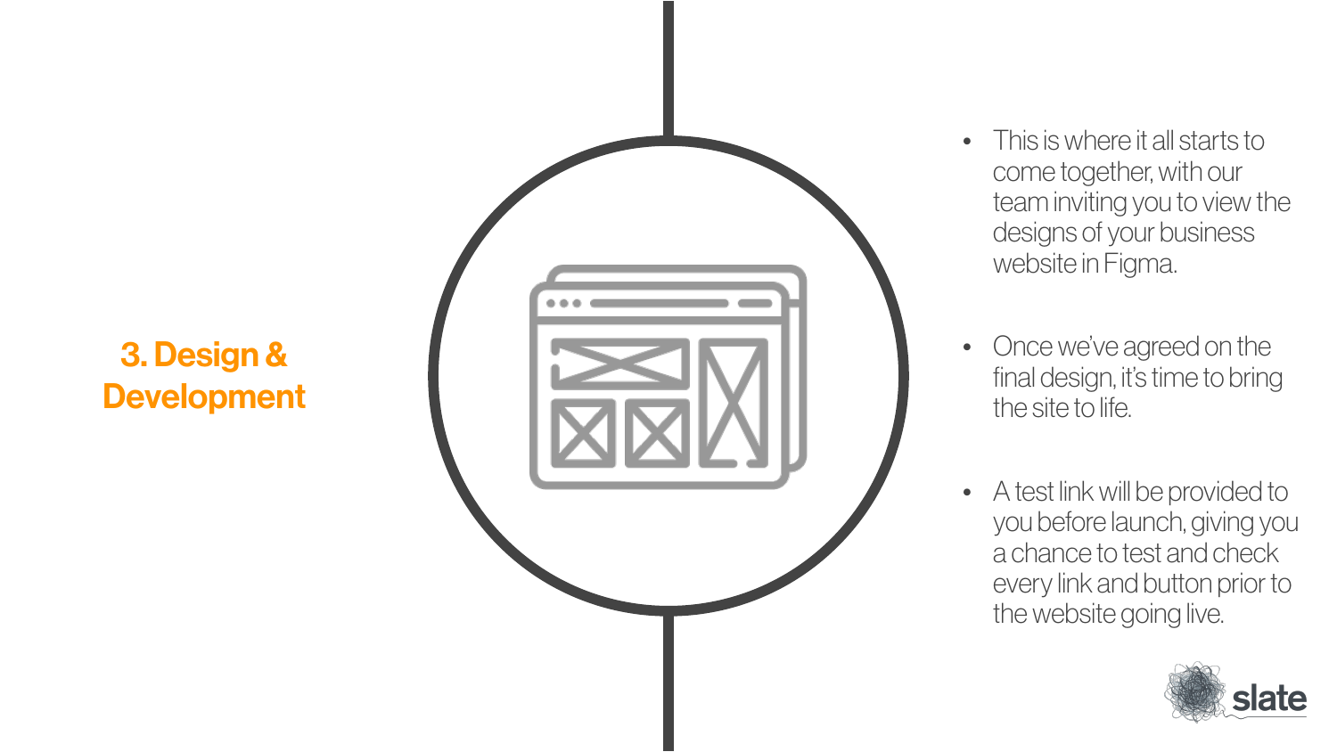## 3. Design & Development

- This is where it all starts to come together, with our team inviting you to view the designs of your business website in Figma.
- Once we've agreed on the final design, it's time to bring the site to life.
- A test link will be provided to you before launch, giving you a chance to test and check every link and button prior to the website going live.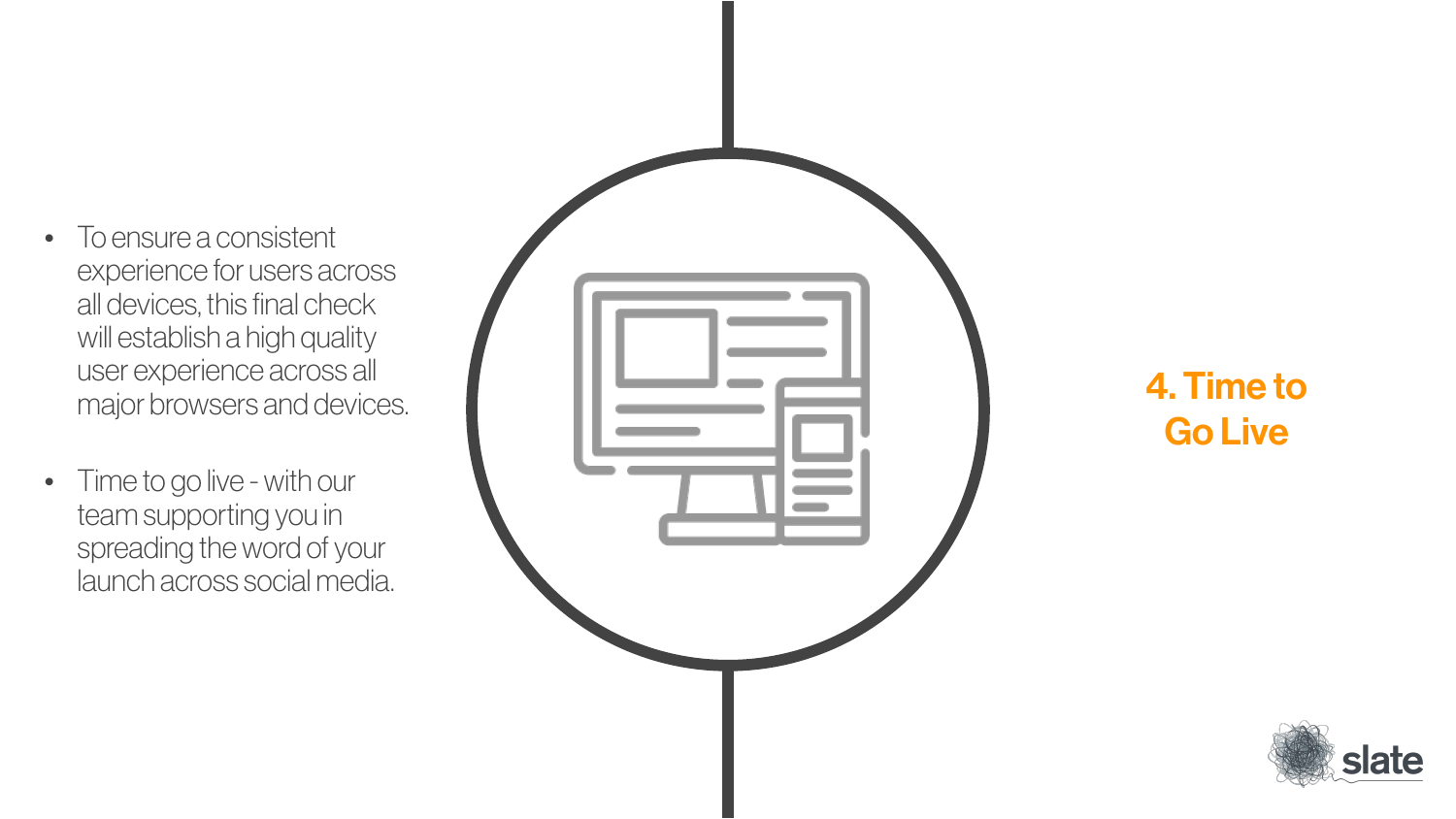## 4. Time to Go Live

- To ensure a consistent experience for users across all devices, this final check will establish a high quality user experience across all major browsers and devices.
- Time to go live - with our team supporting you in spreading the word of your launch across social media.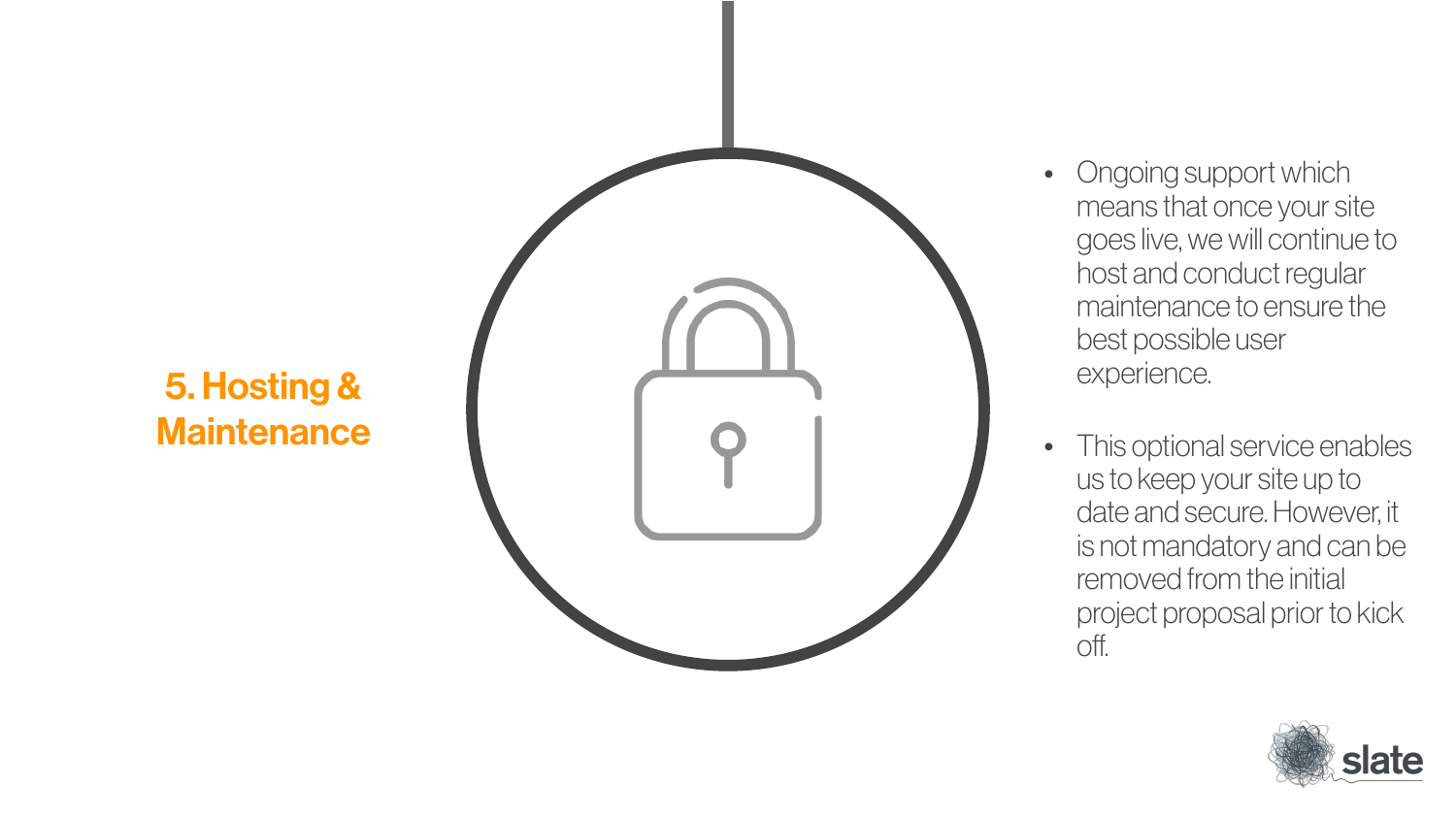## 5. Hosting & Maintenance

- Ongoing support which means that once your site goes live, we will continue to host and conduct regular maintenance to ensure the best possible user experience.
- This optional service enables us to keep your site up to date and secure. However, it is not mandatory and can be removed from the initial project proposal prior to kick off.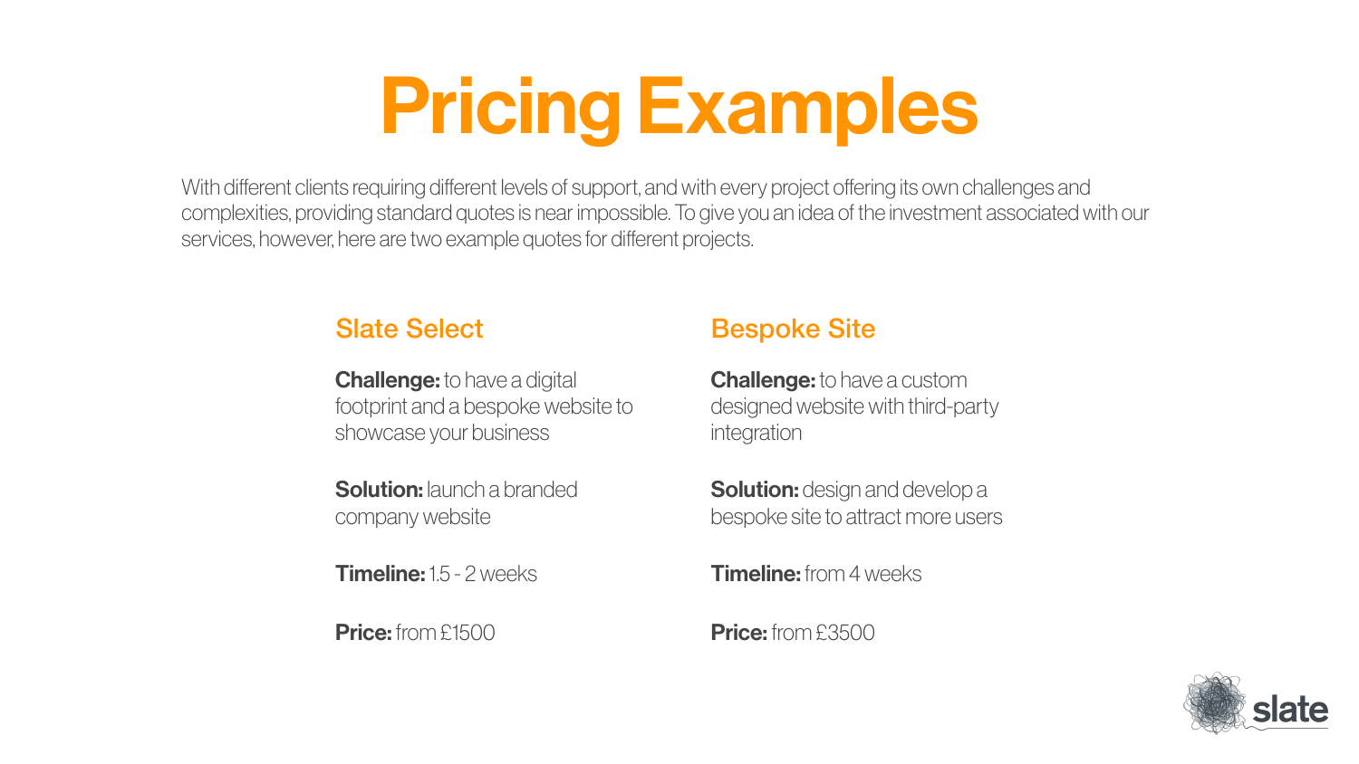# Pricing Examples

With different clients requiring different levels of support, and with every project offering its own challenges and complexities, providing standard quotes is near impossible. To give you an idea of the investment associated with our services, however, here are two example quotes for different projects.

## Slate Select

**Challenge:** to have a digital footprint and a bespoke website to showcase your business

**Solution:** launch a branded company website

**Timeline:** 1.5 - 2 weeks

**Price:** from £1500

## Bespoke Site

**Challenge:** to have a custom designed website with third-party integration

**Solution:** design and develop a bespoke site to attract more users

**Timeline:** from 4 weeks

**Price:** from £3500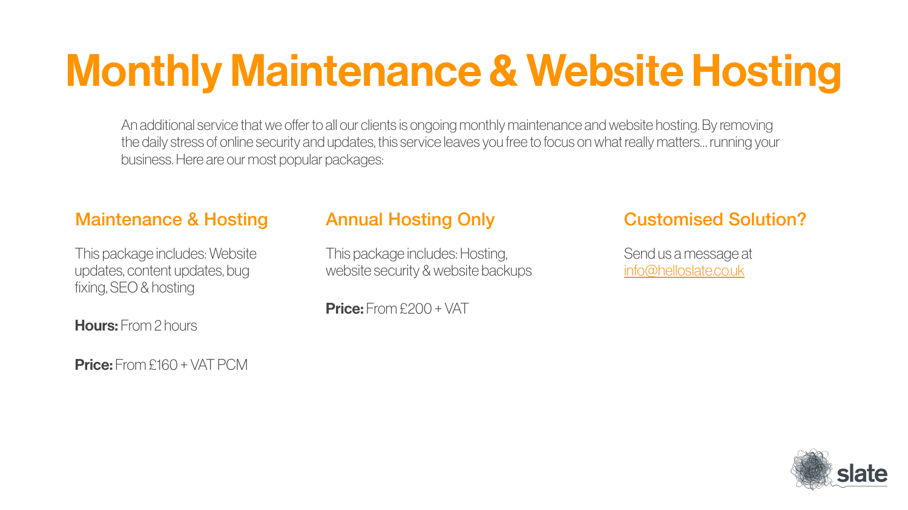# Monthly Maintenance & Website Hosting

An additional service that we offer to all our clients is ongoing monthly maintenance and website hosting. By removing the daily stress of online security and updates, this service leaves you free to focus on what really matters... running your business. Here are our most popular packages:

## Maintenance & Hosting

This package includes: Website updates, content updates, bug fixing, SEO & hosting

**Hours:** From 2 hours

**Price:** From £160 + VAT PCM

## Annual Hosting Only

This package includes: Hosting, website security & website backups

**Price:** From £200 + VAT

## Customised Solution?

Send us a message at info@helloslate.co.uk

slate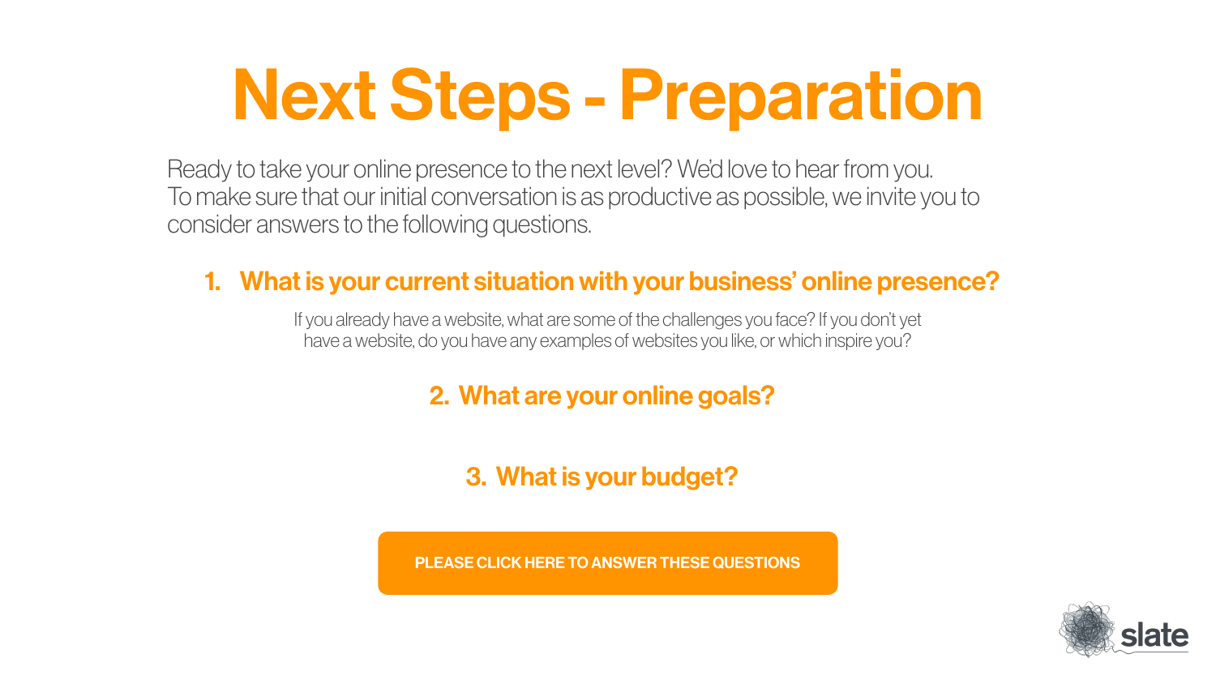# Next Steps - Preparation

Ready to take your online presence to the next level? We'd love to hear from you.
To make sure that our initial conversation is as productive as possible, we invite you to consider answers to the following questions.

1. **What is your current situation with your business' online presence?**

   If you already have a website, what are some of the challenges you face? If you don't yet have a website, do you have any examples of websites you like, or which inspire you?

2. **What are your online goals?**

3. **What is your budget?**

**PLEASE CLICK HERE TO ANSWER THESE QUESTIONS**

slate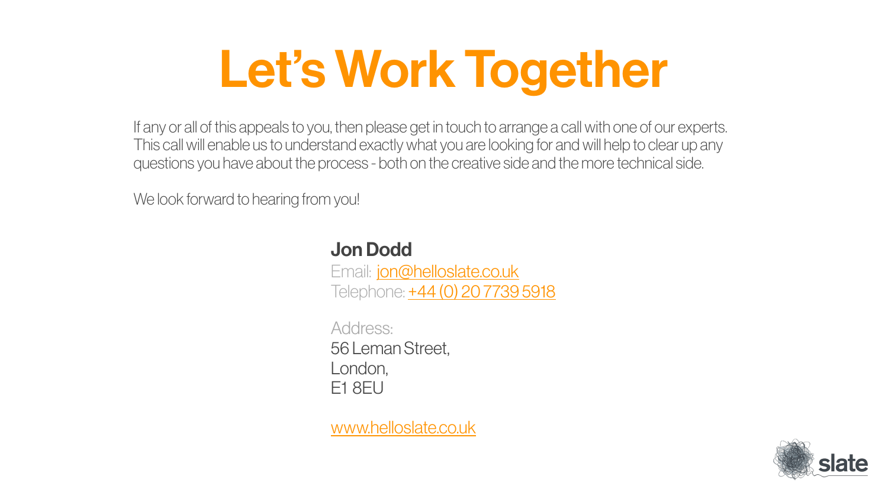# Let's Work Together

If any or all of this appeals to you, then please get in touch to arrange a call with one of our experts. This call will enable us to understand exactly what you are looking for and will help to clear up any questions you have about the process - both on the creative side and the more technical side.

We look forward to hearing from you!

**Jon Dodd**
Email: jon@helloslate.co.uk
Telephone: +44 (0) 20 7739 5918

Address:
56 Leman Street,
London,
E1 8EU

www.helloslate.co.uk

slate